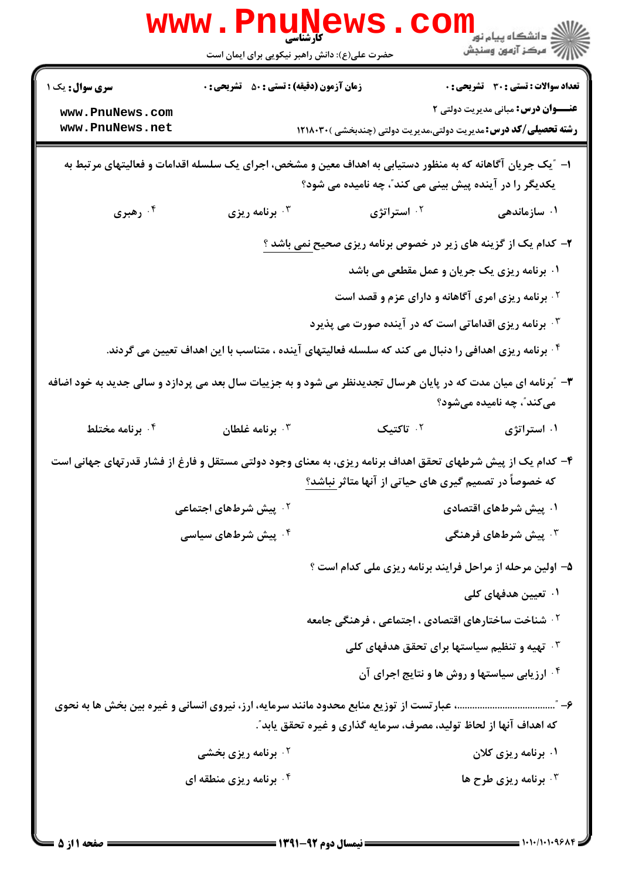**سری سؤال:** یک ۱

**زمان آزمون (دقیقه) : تستی : ۵۰ تشریحی : ۰**

**تعداد سوالات : تستی : ۳۰ تشریحی : ۰**

**عنـــوان درس:** مبانی مدیریت دولتی ۲

**رشته تحصیلی/کد درس:** مدیریت دولتی،مدیریت دولتی (چندبخشی )۱۲۱۸۰۳۰

۱- "یک جریان آگاهانه که به منظور دستیابی به اهداف معین و مشخص، اجرای یک سلسله اقدامات و فعالیتهای مرتبط به یکدیگر را در آینده پیش بینی می کند"، چه نامیده می شود؟

۱. سازماندهی
۲. استراتژی
۳. برنامه ریزی
۴. رهبری

۲- کدام یک از گزینه های زیر در خصوص برنامه ریزی صحیح نمی باشد ؟

۱. برنامه ریزی یک جریان و عمل مقطعی می باشد
۲. برنامه ریزی امری آگاهانه و دارای عزم و قصد است
۳. برنامه ریزی اقداماتی است که در آینده صورت می پذیرد
۴. برنامه ریزی اهدافی را دنبال می کند که سلسله فعالیتهای آینده ، متناسب با این اهداف تعیین می گردند.

۳- "برنامه ای میان مدت که در پایان هرسال تجدیدنظر می شود و به جزییات سال بعد می پردازد و سالی جدید به خود اضافه می‌کند"، چه نامیده می‌شود؟

۱. استراتژی
۲. تاکتیک
۳. برنامه غلطان
۴. برنامه مختلط

۴- کدام یک از پیش شرطهای تحقق اهداف برنامه ریزی، به معنای وجود دولتی مستقل و فارغ از فشار قدرتهای جهانی است که خصوصاً در تصمیم گیری های حیاتی از آنها متاثر نباشد؟

۱. پیش شرطهای اقتصادی
۲. پیش شرطهای اجتماعی
۳. پیش شرطهای فرهنگی
۴. پیش شرطهای سیاسی

۵- اولین مرحله از مراحل فرایند برنامه ریزی ملی کدام است ؟

۱. تعیین هدفهای کلی
۲. شناخت ساختارهای اقتصادی ، اجتماعی ، فرهنگی جامعه
۳. تهیه و تنظیم سیاستها برای تحقق هدفهای کلی
۴. ارزیابی سیاستها و روش ها و نتایج اجرای آن

۶- "..................................... عبارتست از توزیع منابع محدود مانند سرمایه، ارز، نیروی انسانی و غیره بین بخش ها به نحوی که اهداف آنها از لحاظ تولید، مصرف، سرمایه گذاری و غیره تحقق یابد".

۱. برنامه ریزی کلان
۲. برنامه ریزی بخشی
۳. برنامه ریزی طرح ها
۴. برنامه ریزی منطقه ای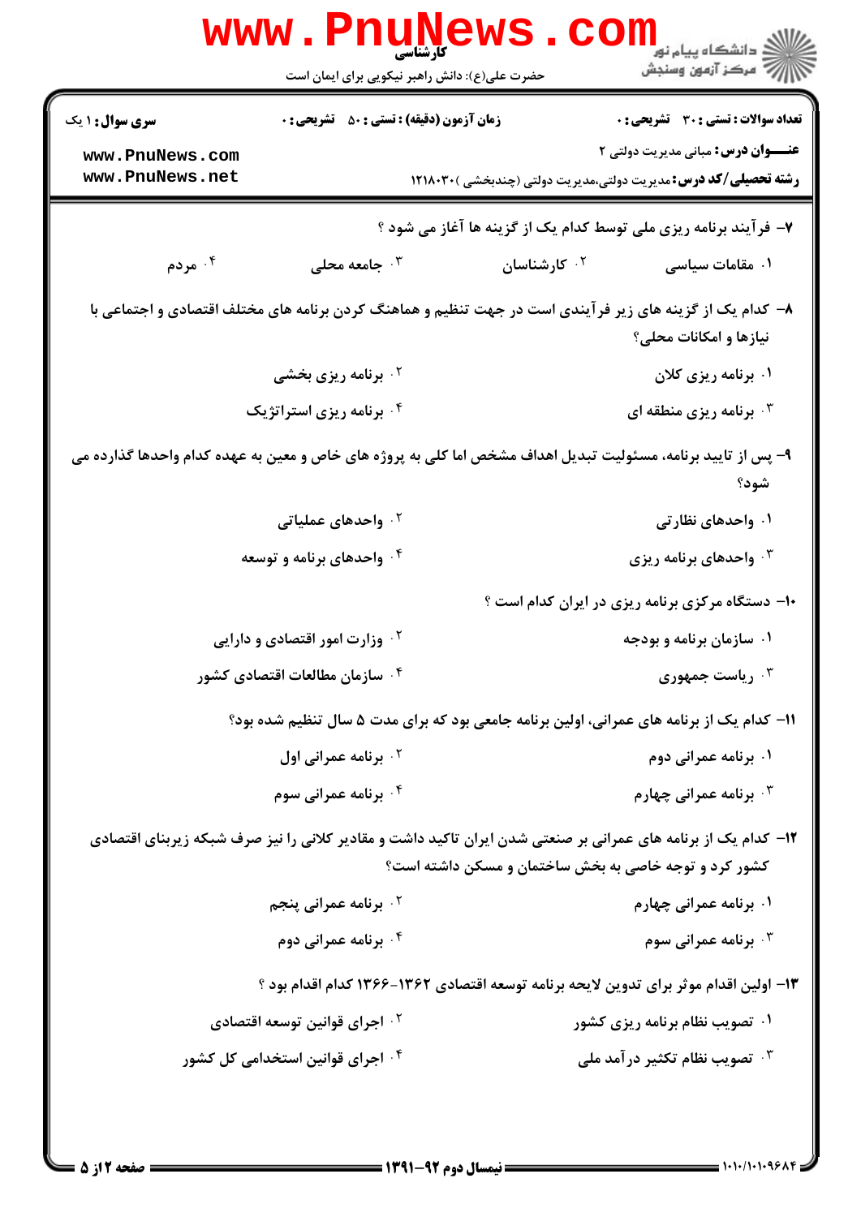**سری سوال:** ۱ یک | **زمان آزمون (دقیقه) : تستی :** ۵۰ **تشریحی :** ۰ | **تعداد سوالات : تستی :** ۳۰ **تشریحی :** ۰

**عنـــوان درس:** مبانی مدیریت دولتی ۲

**رشته تحصیلی/کد درس:** مدیریت دولتی،مدیریت دولتی (چندبخشی )۱۲۱۸۰۳۰

۷– فرآیند برنامه ریزی ملی توسط کدام یک از گزینه ها آغاز می شود ؟

۱. مقامات سیاسی
۲. کارشناسان
۳. جامعه محلی
۴. مردم

۸– کدام یک از گزینه های زیر فرآیندی است در جهت تنظیم و هماهنگ کردن برنامه های مختلف اقتصادی و اجتماعی با نیازها و امکانات محلی؟

۱. برنامه ریزی کلان
۲. برنامه ریزی بخشی
۳. برنامه ریزی منطقه ای
۴. برنامه ریزی استراتژیک

۹– پس از تایید برنامه، مسئولیت تبدیل اهداف مشخص اما کلی به پروژه های خاص و معین به عهده کدام واحدها گذارده می شود؟

۱. واحدهای نظارتی
۲. واحدهای عملیاتی
۳. واحدهای برنامه ریزی
۴. واحدهای برنامه و توسعه

۱۰– دستگاه مرکزی برنامه ریزی در ایران کدام است ؟

۱. سازمان برنامه و بودجه
۲. وزارت امور اقتصادی و دارایی
۳. ریاست جمهوری
۴. سازمان مطالعات اقتصادی کشور

۱۱– کدام یک از برنامه های عمرانی، اولین برنامه جامعی بود که برای مدت ۵ سال تنظیم شده بود؟

۱. برنامه عمرانی دوم
۲. برنامه عمرانی اول
۳. برنامه عمرانی چهارم
۴. برنامه عمرانی سوم

۱۲– کدام یک از برنامه های عمرانی بر صنعتی شدن ایران تاکید داشت و مقادیر کلانی را نیز صرف شبکه زیربنای اقتصادی کشور کرد و توجه خاصی به بخش ساختمان و مسکن داشته است؟

۱. برنامه عمرانی چهارم
۲. برنامه عمرانی پنجم
۳. برنامه عمرانی سوم
۴. برنامه عمرانی دوم

۱۳– اولین اقدام موثر برای تدوین لایحه برنامه توسعه اقتصادی ۱۳۶۲-۱۳۶۶ کدام اقدام بود ؟

۱. تصویب نظام برنامه ریزی کشور
۲. اجرای قوانین توسعه اقتصادی
۳. تصویب نظام تکثیر درآمد ملی
۴. اجرای قوانین استخدامی کل کشور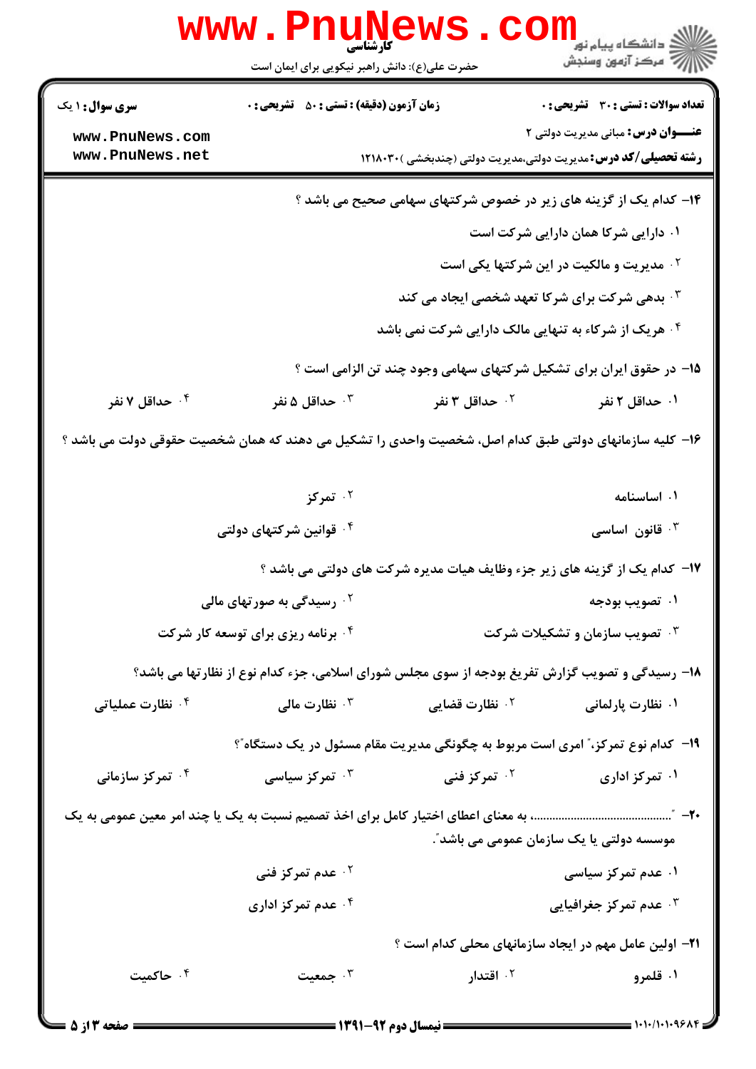۱۴- کدام یک از گزینه های زیر در خصوص شرکتهای سهامی صحیح می باشد ؟

۱. دارایی شرکا همان دارایی شرکت است

۲. مدیریت و مالکیت در این شرکتها یکی است

۳. بدهی شرکت برای شرکا تعهد شخصی ایجاد می کند

۴. هریک از شرکاء به تنهایی مالک دارایی شرکت نمی باشد

۱۵- در حقوق ایران برای تشکیل شرکتهای سهامی وجود چند تن الزامی است ؟

۱. حداقل ۲ نفر
۲. حداقل ۳ نفر
۳. حداقل ۵ نفر
۴. حداقل ۷ نفر

۱۶- کلیه سازمانهای دولتی طبق کدام اصل، شخصیت واحدی را تشکیل می دهند که همان شخصیت حقوقی دولت می باشد ؟

۱. اساسنامه
۲. تمرکز
۳. قانون اساسی
۴. قوانین شرکتهای دولتی

۱۷- کدام یک از گزینه های زیر جزء وظایف هیات مدیره شرکت های دولتی می باشد ؟

۱. تصویب بودجه
۲. رسیدگی به صورتهای مالی
۳. تصویب سازمان و تشکیلات شرکت
۴. برنامه ریزی برای توسعه کار شرکت

۱۸- رسیدگی و تصویب گزارش تفریغ بودجه از سوی مجلس شورای اسلامی، جزء کدام نوع از نظارتها می باشد؟

۱. نظارت پارلمانی
۲. نظارت قضایی
۳. نظارت مالی
۴. نظارت عملیاتی

۱۹- کدام نوع تمرکز،" امری است مربوط به چگونگی مدیریت مقام مسئول در یک دستگاه"؟

۱. تمرکز اداری
۲. تمرکز فنی
۳. تمرکز سیاسی
۴. تمرکز سازمانی

۲۰- "........................................... به معنای اعطای اختیار کامل برای اخذ تصمیم نسبت به یک یا چند امر معین عمومی به یک موسسه دولتی یا یک سازمان عمومی می باشد."

۱. عدم تمرکز سیاسی
۲. عدم تمرکز فنی
۳. عدم تمرکز جغرافیایی
۴. عدم تمرکز اداری

۲۱- اولین عامل مهم در ایجاد سازمانهای محلی کدام است ؟

۱. قلمرو
۲. اقتدار
۳. جمعیت
۴. حاکمیت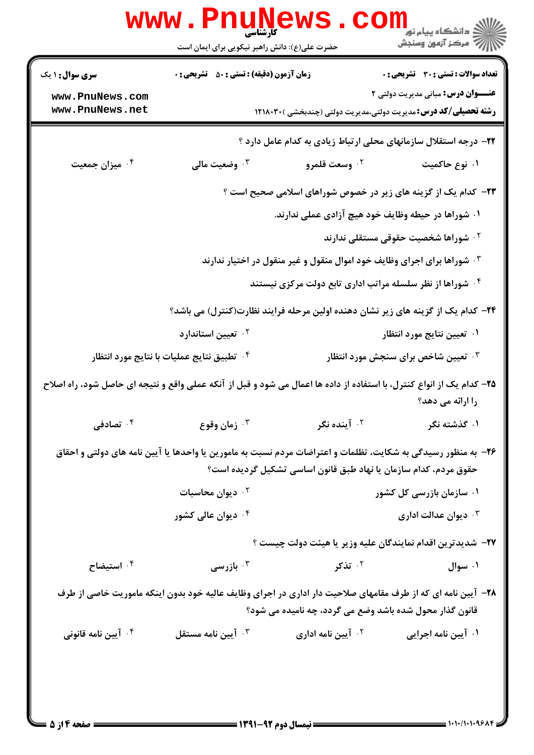**سری سوال:** ۱ یک

**زمان آزمون (دقیقه) : تستی :** ۵۰ **تشریحی :** ۰

**تعداد سوالات : تستی :** ۳۰ **تشریحی :** ۰

**عنـــوان درس:** مبانی مدیریت دولتی ۲

**رشته تحصیلی/کد درس:** مدیریت دولتی،مدیریت دولتی (چندبخشی )۱۲۱۸۰۳۰

۲۲- درجه استقلال سازمانهای محلی ارتباط زیادی به کدام عامل دارد ؟

۱. نوع حاکمیت
۲. وسعت قلمرو
۳. وضعیت مالی
۴. میزان جمعیت

۲۳- کدام یک از گزینه های زیر در خصوص شوراهای اسلامی صحیح است ؟

۱. شوراها در حیطه وظایف خود هیچ آزادی عملی ندارند.
۲. شوراها شخصیت حقوقی مستقلی ندارند
۳. شوراها برای اجرای وظایف خود اموال منقول و غیر منقول در اختیار ندارند
۴. شوراها از نظر سلسله مراتب اداری تابع دولت مرکزی نیستند

۲۴- کدام یک از گزینه های زیر نشان دهنده اولین مرحله فرایند نظارت(کنترل) می باشد؟

۱. تعیین نتایج مورد انتظار
۲. تعیین استاندارد
۳. تعیین شاخص برای سنجش مورد انتظار
۴. تطبیق نتایج عملیات با نتایج مورد انتظار

۲۵- کدام یک از انواع کنترل، با استفاده از داده ها اعمال می شود و قبل از آنکه عملی واقع و نتیجه ای حاصل شود، راه اصلاح را ارائه می دهد؟

۱. گذشته نگر
۲. آینده نگر
۳. زمان وقوع
۴. تصادفی

۲۶- به منظور رسیدگی به شکایت، تظلمات و اعتراضات مردم نسبت به مامورین یا واحدها یا آیین نامه های دولتی و احقاق حقوق مردم، کدام سازمان یا نهاد طبق قانون اساسی تشکیل گردیده است؟

۱. سازمان بازرسی کل کشور
۲. دیوان محاسبات
۳. دیوان عدالت اداری
۴. دیوان عالی کشور

۲۷- شدیدترین اقدام نمایندگان علیه وزیر یا هیئت دولت چیست ؟

۱. سوال
۲. تذکر
۳. بازرسی
۴. استیضاح

۲۸- آیین نامه ای که از طرف مقامهای صلاحیت دار اداری در اجرای وظایف عالیه خود بدون اینکه ماموریت خاصی از طرف قانون گذار محول شده باشد وضع می گردد، چه نامیده می شود؟

۱. آیین نامه اجرایی
۲. آیین نامه اداری
۳. آیین نامه مستقل
۴. آیین نامه قانونی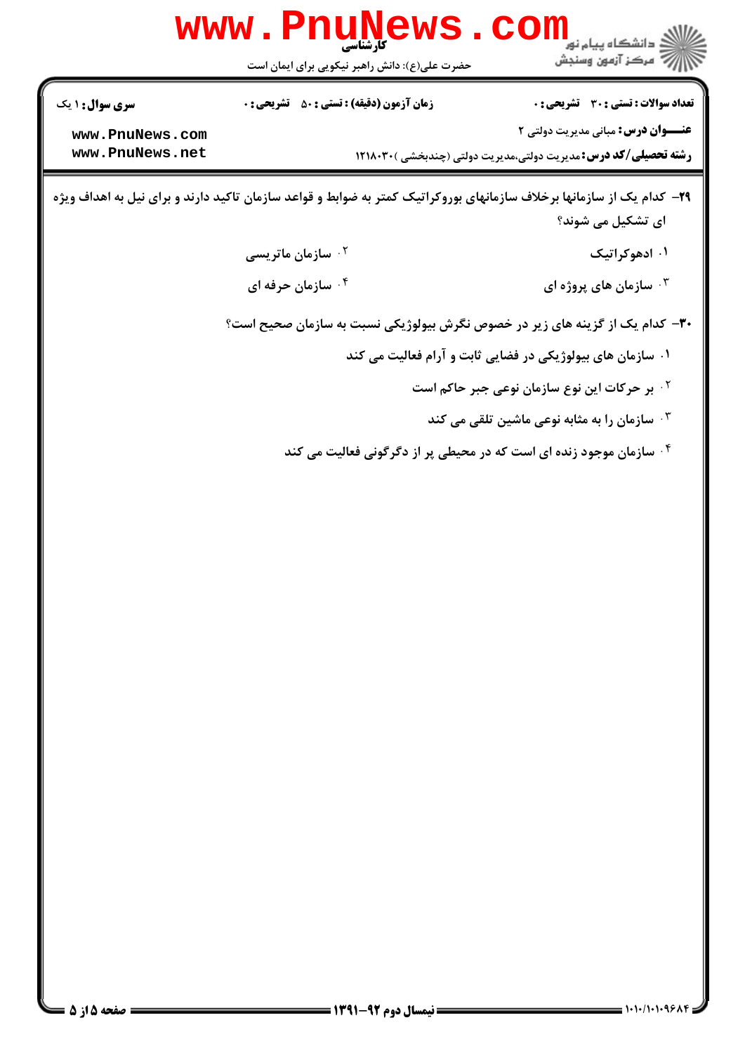**۲۹-** کدام یک از سازمانها برخلاف سازمانهای بوروکراتیک کمتر به ضوابط و قواعد سازمان تاکید دارند و برای نیل به اهداف ویژه ای تشکیل می شوند؟

۱. ادهوکراتیک

۲. سازمان ماتریسی

۳. سازمان های پروژه ای

۴. سازمان حرفه ای

**۳۰-** کدام یک از گزینه های زیر در خصوص نگرش بیولوژیکی نسبت به سازمان صحیح است؟

۱. سازمان های بیولوژیکی در فضایی ثابت و آرام فعالیت می کند

۲. بر حرکات این نوع سازمان نوعی جبر حاکم است

۳. سازمان را به مثابه نوعی ماشین تلقی می کند

۴. سازمان موجود زنده ای است که در محیطی پر از دگرگونی فعالیت می کند